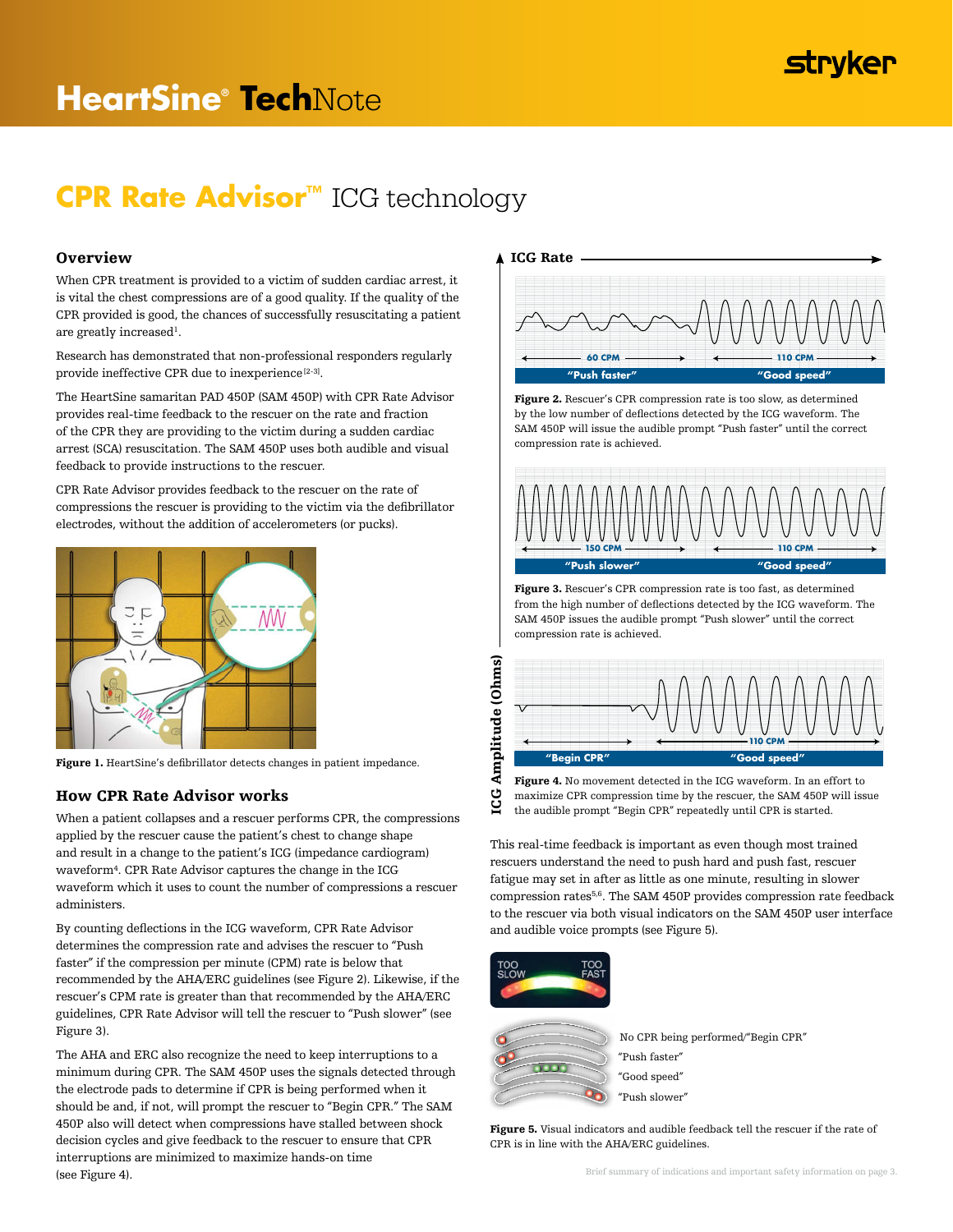# HeartSine® TechNote

## CPR Rate Advisor™ ICG technology

### Overview

When CPR treatment is provided to a victim of sudden cardiac arrest, it is vital the chest compressions are of a good quality. If the quality of the CPR provided is good, the chances of successfully resuscitating a patient are greatly increased[1].

Research has demonstrated that non-professional responders regularly provide ineffective CPR due to inexperience[2-3].

The HeartSine samaritan PAD 450P (SAM 450P) with CPR Rate Advisor provides real-time feedback to the rescuer on the rate and fraction of the CPR they are providing to the victim during a sudden cardiac arrest (SCA) resuscitation. The SAM 450P uses both audible and visual feedback to provide instructions to the rescuer.

CPR Rate Advisor provides feedback to the rescuer on the rate of compressions the rescuer is providing to the victim via the defibrillator electrodes, without the addition of accelerometers (or pucks).

**Figure 1.** HeartSine's defibrillator detects changes in patient impedance.

### How CPR Rate Advisor works

When a patient collapses and a rescuer performs CPR, the compressions applied by the rescuer cause the patient's chest to change shape and result in a change to the patient's ICG (impedance cardiogram) waveform[4]. CPR Rate Advisor captures the change in the ICG waveform which it uses to count the number of compressions a rescuer administers.

By counting deflections in the ICG waveform, CPR Rate Advisor determines the compression rate and advises the rescuer to "Push faster" if the compression per minute (CPM) rate is below that recommended by the AHA/ERC guidelines (see Figure 2). Likewise, if the rescuer's CPM rate is greater than that recommended by the AHA/ERC guidelines, CPR Rate Advisor will tell the rescuer to "Push slower" (see Figure 3).

The AHA and ERC also recognize the need to keep interruptions to a minimum during CPR. The SAM 450P uses the signals detected through the electrode pads to determine if CPR is being performed when it should be and, if not, will prompt the rescuer to "Begin CPR." The SAM 450P also will detect when compressions have stalled between shock decision cycles and give feedback to the rescuer to ensure that CPR interruptions are minimized to maximize hands-on time (see Figure 4).

ICG Rate / ICG Amplitude (Ohms)

60 CPM — "Push faster" | 110 CPM — "Good speed"

**Figure 2.** Rescuer's CPR compression rate is too slow, as determined by the low number of deflections detected by the ICG waveform. The SAM 450P will issue the audible prompt "Push faster" until the correct compression rate is achieved.

150 CPM — "Push slower" | 110 CPM — "Good speed"

**Figure 3.** Rescuer's CPR compression rate is too fast, as determined from the high number of deflections detected by the ICG waveform. The SAM 450P issues the audible prompt "Push slower" until the correct compression rate is achieved.

"Begin CPR" | 110 CPM — "Good speed"

**Figure 4.** No movement detected in the ICG waveform. In an effort to maximize CPR compression time by the rescuer, the SAM 450P will issue the audible prompt "Begin CPR" repeatedly until CPR is started.

This real-time feedback is important as even though most trained rescuers understand the need to push hard and push fast, rescuer fatigue may set in after as little as one minute, resulting in slower compression rates[5,6]. The SAM 450P provides compression rate feedback to the rescuer via both visual indicators on the SAM 450P user interface and audible voice prompts (see Figure 5).

TOO SLOW — TOO FAST

- No CPR being performed/"Begin CPR"
- "Push faster"
- "Good speed"
- "Push slower"

**Figure 5.** Visual indicators and audible feedback tell the rescuer if the rate of CPR is in line with the AHA/ERC guidelines.

Brief summary of indications and important safety information on page 3.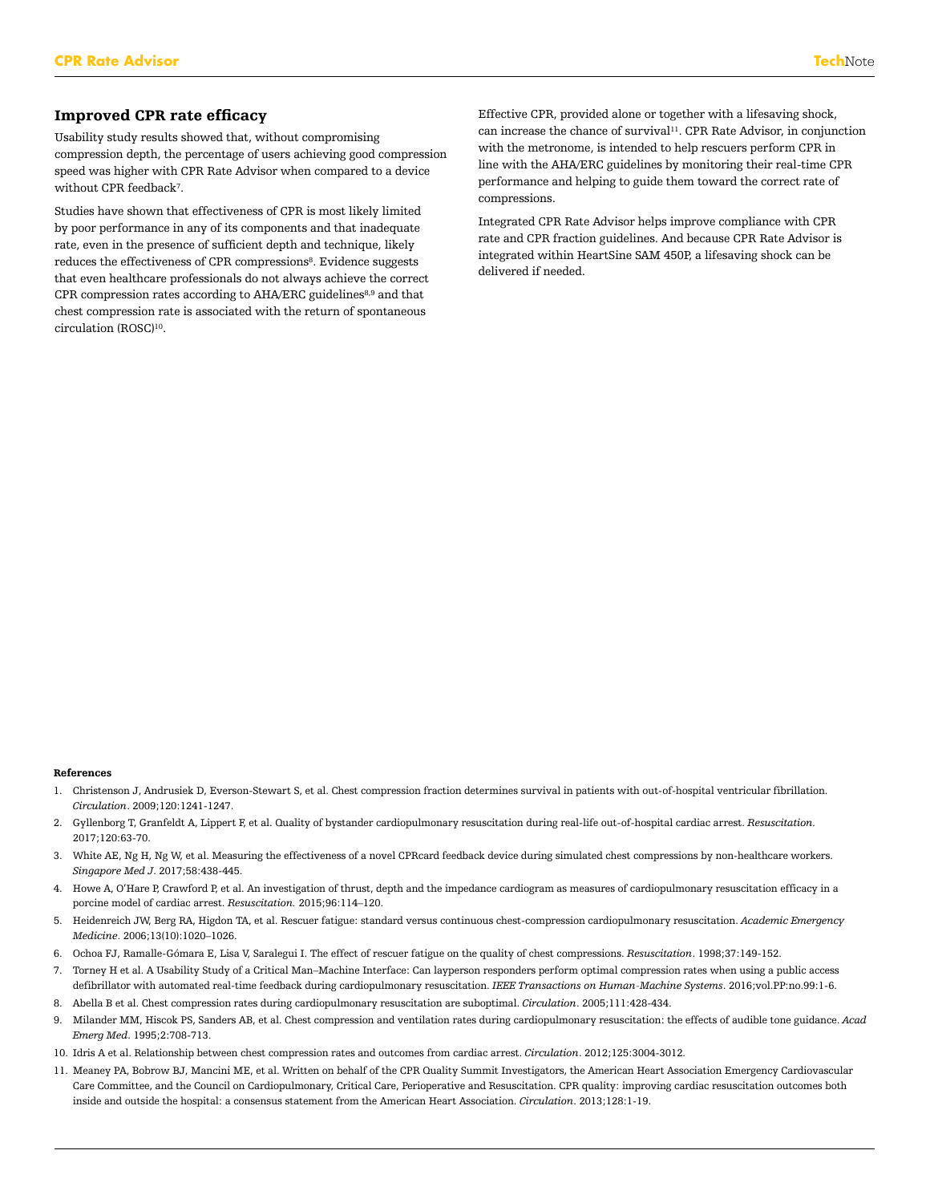## Improved CPR rate efficacy

Usability study results showed that, without compromising compression depth, the percentage of users achieving good compression speed was higher with CPR Rate Advisor when compared to a device without CPR feedback[7].

Studies have shown that effectiveness of CPR is most likely limited by poor performance in any of its components and that inadequate rate, even in the presence of sufficient depth and technique, likely reduces the effectiveness of CPR compressions[8]. Evidence suggests that even healthcare professionals do not always achieve the correct CPR compression rates according to AHA/ERC guidelines[8,9] and that chest compression rate is associated with the return of spontaneous circulation (ROSC)[10].

Effective CPR, provided alone or together with a lifesaving shock, can increase the chance of survival[11]. CPR Rate Advisor, in conjunction with the metronome, is intended to help rescuers perform CPR in line with the AHA/ERC guidelines by monitoring their real-time CPR performance and helping to guide them toward the correct rate of compressions.

Integrated CPR Rate Advisor helps improve compliance with CPR rate and CPR fraction guidelines. And because CPR Rate Advisor is integrated within HeartSine SAM 450P, a lifesaving shock can be delivered if needed.

**References**

1. Christenson J, Andrusiek D, Everson-Stewart S, et al. Chest compression fraction determines survival in patients with out-of-hospital ventricular fibrillation. *Circulation*. 2009;120:1241-1247.
2. Gyllenborg T, Granfeldt A, Lippert F, et al. Quality of bystander cardiopulmonary resuscitation during real-life out-of-hospital cardiac arrest. *Resuscitation.* 2017;120:63-70.
3. White AE, Ng H, Ng W, et al. Measuring the effectiveness of a novel CPRcard feedback device during simulated chest compressions by non-healthcare workers. *Singapore Med J*. 2017;58:438-445.
4. Howe A, O'Hare P, Crawford P, et al. An investigation of thrust, depth and the impedance cardiogram as measures of cardiopulmonary resuscitation efficacy in a porcine model of cardiac arrest. *Resuscitation.* 2015;96:114–120.
5. Heidenreich JW, Berg RA, Higdon TA, et al. Rescuer fatigue: standard versus continuous chest-compression cardiopulmonary resuscitation. *Academic Emergency Medicine*. 2006;13(10):1020–1026.
6. Ochoa FJ, Ramalle-Gómara E, Lisa V, Saralegui I. The effect of rescuer fatigue on the quality of chest compressions. *Resuscitation*. 1998;37:149-152.
7. Torney H et al. A Usability Study of a Critical Man–Machine Interface: Can layperson responders perform optimal compression rates when using a public access defibrillator with automated real-time feedback during cardiopulmonary resuscitation. *IEEE Transactions on Human-Machine Systems*. 2016;vol.PP:no.99:1-6.
8. Abella B et al. Chest compression rates during cardiopulmonary resuscitation are suboptimal. *Circulation*. 2005;111:428-434.
9. Milander MM, Hiscok PS, Sanders AB, et al. Chest compression and ventilation rates during cardiopulmonary resuscitation: the effects of audible tone guidance. *Acad Emerg Med*. 1995;2:708-713.
10. Idris A et al. Relationship between chest compression rates and outcomes from cardiac arrest. *Circulation*. 2012;125:3004-3012.
11. Meaney PA, Bobrow BJ, Mancini ME, et al. Written on behalf of the CPR Quality Summit Investigators, the American Heart Association Emergency Cardiovascular Care Committee, and the Council on Cardiopulmonary, Critical Care, Perioperative and Resuscitation. CPR quality: improving cardiac resuscitation outcomes both inside and outside the hospital: a consensus statement from the American Heart Association. *Circulation*. 2013;128:1-19.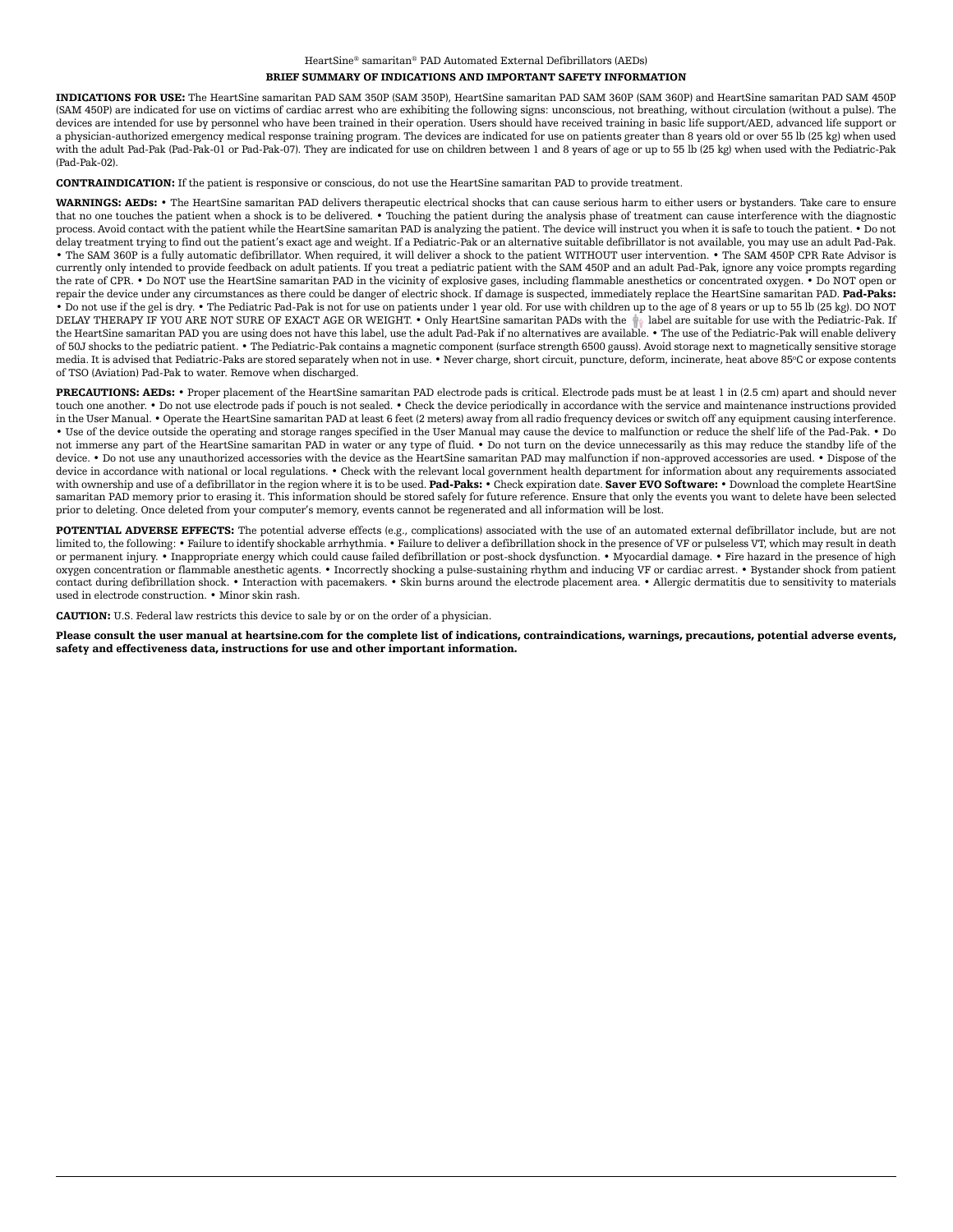HeartSine® samaritan® PAD Automated External Defibrillators (AEDs)

**BRIEF SUMMARY OF INDICATIONS AND IMPORTANT SAFETY INFORMATION**

**INDICATIONS FOR USE:** The HeartSine samaritan PAD SAM 350P (SAM 350P), HeartSine samaritan PAD SAM 360P (SAM 360P) and HeartSine samaritan PAD SAM 450P (SAM 450P) are indicated for use on victims of cardiac arrest who are exhibiting the following signs: unconscious, not breathing, without circulation (without a pulse). The devices are intended for use by personnel who have been trained in their operation. Users should have received training in basic life support/AED, advanced life support or a physician-authorized emergency medical response training program. The devices are indicated for use on patients greater than 8 years old or over 55 lb (25 kg) when used with the adult Pad-Pak (Pad-Pak-01 or Pad-Pak-07). They are indicated for use on children between 1 and 8 years of age or up to 55 lb (25 kg) when used with the Pediatric-Pak (Pad-Pak-02).

**CONTRAINDICATION:** If the patient is responsive or conscious, do not use the HeartSine samaritan PAD to provide treatment.

**WARNINGS: AEDs:** • The HeartSine samaritan PAD delivers therapeutic electrical shocks that can cause serious harm to either users or bystanders. Take care to ensure that no one touches the patient when a shock is to be delivered. • Touching the patient during the analysis phase of treatment can cause interference with the diagnostic process. Avoid contact with the patient while the HeartSine samaritan PAD is analyzing the patient. The device will instruct you when it is safe to touch the patient. • Do not delay treatment trying to find out the patient's exact age and weight. If a Pediatric-Pak or an alternative suitable defibrillator is not available, you may use an adult Pad-Pak. • The SAM 360P is a fully automatic defibrillator. When required, it will deliver a shock to the patient WITHOUT user intervention. • The SAM 450P CPR Rate Advisor is currently only intended to provide feedback on adult patients. If you treat a pediatric patient with the SAM 450P and an adult Pad-Pak, ignore any voice prompts regarding the rate of CPR. • Do NOT use the HeartSine samaritan PAD in the vicinity of explosive gases, including flammable anesthetics or concentrated oxygen. • Do NOT open or repair the device under any circumstances as there could be danger of electric shock. If damage is suspected, immediately replace the HeartSine samaritan PAD. **Pad-Paks:** • Do not use if the gel is dry. • The Pediatric Pad-Pak is not for use on patients under 1 year old. For use with children up to the age of 8 years or up to 55 lb (25 kg). DO NOT DELAY THERAPY IF YOU ARE NOT SURE OF EXACT AGE OR WEIGHT. • Only HeartSine samaritan PADs with the label are suitable for use with the Pediatric-Pak. If the HeartSine samaritan PAD you are using does not have this label, use the adult Pad-Pak if no alternatives are available. • The use of the Pediatric-Pak will enable delivery of 50J shocks to the pediatric patient. • The Pediatric-Pak contains a magnetic component (surface strength 6500 gauss). Avoid storage next to magnetically sensitive storage media. It is advised that Pediatric-Paks are stored separately when not in use. • Never charge, short circuit, puncture, deform, incinerate, heat above 85°C or expose contents of TSO (Aviation) Pad-Pak to water. Remove when discharged.

**PRECAUTIONS: AEDs:** • Proper placement of the HeartSine samaritan PAD electrode pads is critical. Electrode pads must be at least 1 in (2.5 cm) apart and should never touch one another. • Do not use electrode pads if pouch is not sealed. • Check the device periodically in accordance with the service and maintenance instructions provided in the User Manual. • Operate the HeartSine samaritan PAD at least 6 feet (2 meters) away from all radio frequency devices or switch off any equipment causing interference. • Use of the device outside the operating and storage ranges specified in the User Manual may cause the device to malfunction or reduce the shelf life of the Pad-Pak. • Do not immerse any part of the HeartSine samaritan PAD in water or any type of fluid. • Do not turn on the device unnecessarily as this may reduce the standby life of the device. • Do not use any unauthorized accessories with the device as the HeartSine samaritan PAD may malfunction if non-approved accessories are used. • Dispose of the device in accordance with national or local regulations. • Check with the relevant local government health department for information about any requirements associated with ownership and use of a defibrillator in the region where it is to be used. **Pad-Paks:** • Check expiration date. **Saver EVO Software:** • Download the complete HeartSine samaritan PAD memory prior to erasing it. This information should be stored safely for future reference. Ensure that only the events you want to delete have been selected prior to deleting. Once deleted from your computer's memory, events cannot be regenerated and all information will be lost.

**POTENTIAL ADVERSE EFFECTS:** The potential adverse effects (e.g., complications) associated with the use of an automated external defibrillator include, but are not limited to, the following: • Failure to identify shockable arrhythmia. • Failure to deliver a defibrillation shock in the presence of VF or pulseless VT, which may result in death or permanent injury. • Inappropriate energy which could cause failed defibrillation or post-shock dysfunction. • Myocardial damage. • Fire hazard in the presence of high oxygen concentration or flammable anesthetic agents. • Incorrectly shocking a pulse-sustaining rhythm and inducing VF or cardiac arrest. • Bystander shock from patient contact during defibrillation shock. • Interaction with pacemakers. • Skin burns around the electrode placement area. • Allergic dermatitis due to sensitivity to materials used in electrode construction. • Minor skin rash.

**CAUTION:** U.S. Federal law restricts this device to sale by or on the order of a physician.

**Please consult the user manual at heartsine.com for the complete list of indications, contraindications, warnings, precautions, potential adverse events, safety and effectiveness data, instructions for use and other important information.**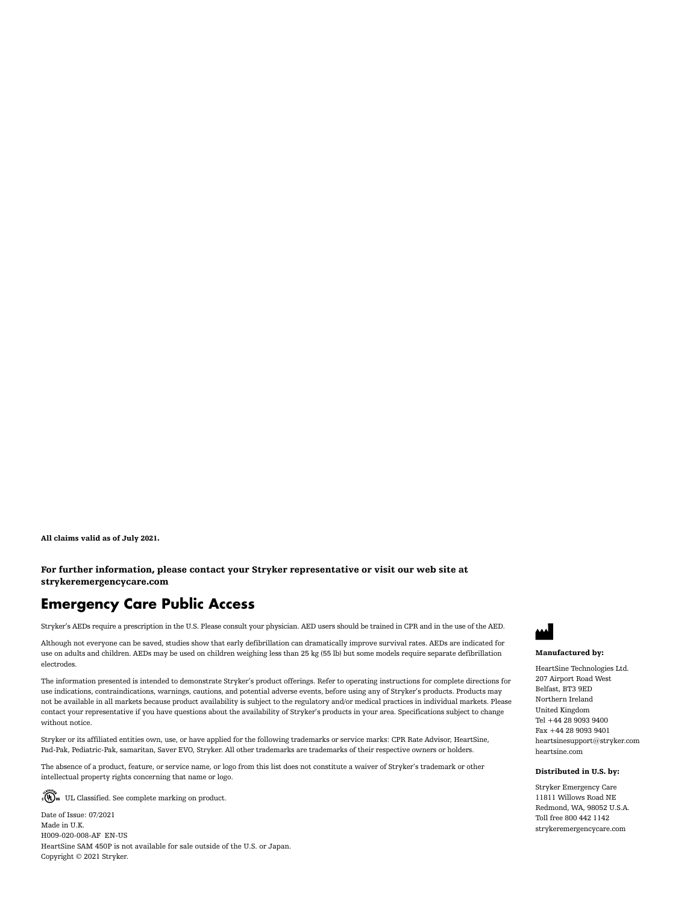**All claims valid as of July 2021.**

**For further information, please contact your Stryker representative or visit our web site at strykeremergencycare.com**

## Emergency Care Public Access

Stryker's AEDs require a prescription in the U.S. Please consult your physician. AED users should be trained in CPR and in the use of the AED.

Although not everyone can be saved, studies show that early defibrillation can dramatically improve survival rates. AEDs are indicated for use on adults and children. AEDs may be used on children weighing less than 25 kg (55 lb) but some models require separate defibrillation electrodes.

The information presented is intended to demonstrate Stryker's product offerings. Refer to operating instructions for complete directions for use indications, contraindications, warnings, cautions, and potential adverse events, before using any of Stryker's products. Products may not be available in all markets because product availability is subject to the regulatory and/or medical practices in individual markets. Please contact your representative if you have questions about the availability of Stryker's products in your area. Specifications subject to change without notice.

Stryker or its affiliated entities own, use, or have applied for the following trademarks or service marks: CPR Rate Advisor, HeartSine, Pad-Pak, Pediatric-Pak, samaritan, Saver EVO, Stryker. All other trademarks are trademarks of their respective owners or holders.

The absence of a product, feature, or service name, or logo from this list does not constitute a waiver of Stryker's trademark or other intellectual property rights concerning that name or logo.

UL Classified. See complete marking on product.

Date of Issue: 07/2021
Made in U.K.
H009-020-008-AF EN-US
HeartSine SAM 450P is not available for sale outside of the U.S. or Japan.
Copyright © 2021 Stryker.

**Manufactured by:**

HeartSine Technologies Ltd.
207 Airport Road West
Belfast, BT3 9ED
Northern Ireland
United Kingdom
Tel +44 28 9093 9400
Fax +44 28 9093 9401
heartsinesupport@stryker.com
heartsine.com

**Distributed in U.S. by:**

Stryker Emergency Care
11811 Willows Road NE
Redmond, WA, 98052 U.S.A.
Toll free 800 442 1142
strykeremergencycare.com